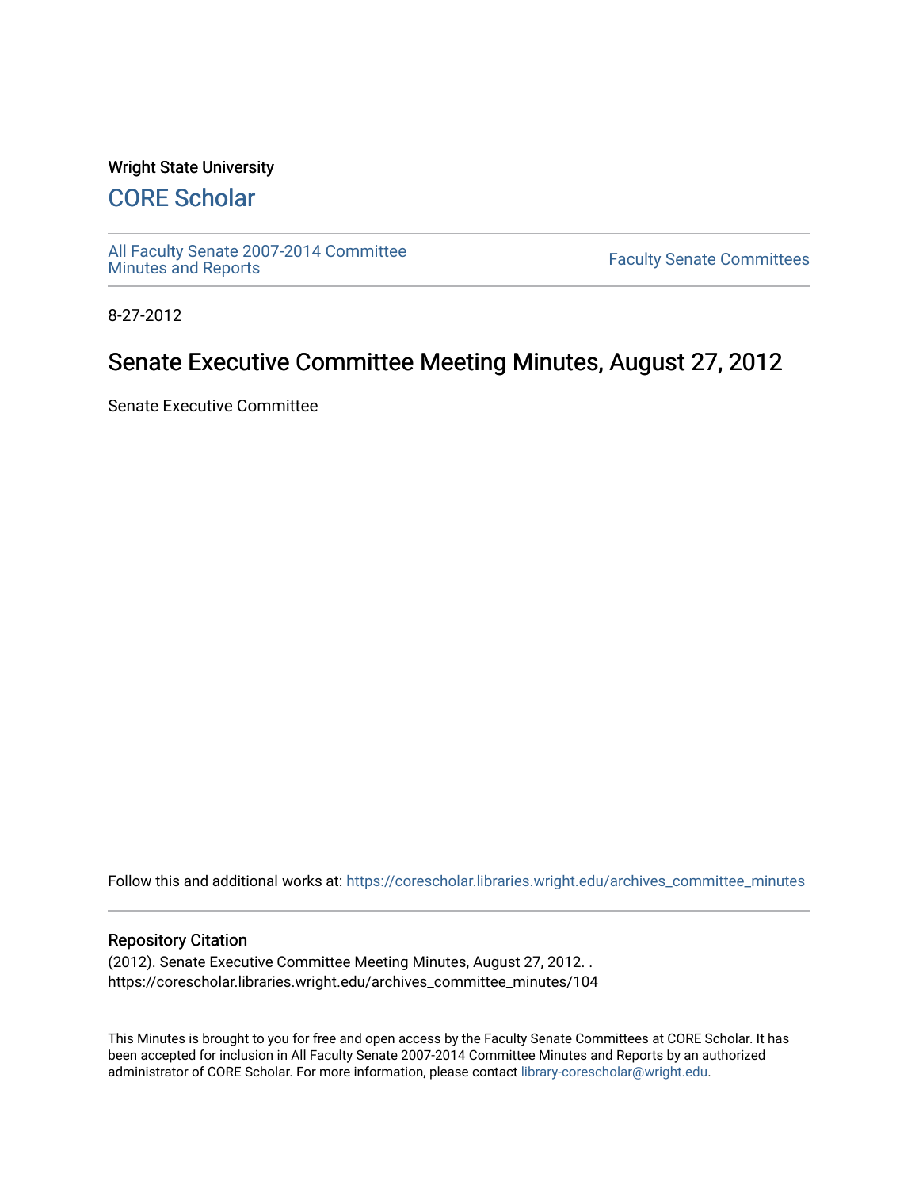Wright State University

## CORE Scholar

All Faculty Senate 2007-2014 Committee Minutes and Reports

Faculty Senate Committees

8-27-2012

# Senate Executive Committee Meeting Minutes, August 27, 2012

Senate Executive Committee

Follow this and additional works at: https://corescholar.libraries.wright.edu/archives_committee_minutes

## Repository Citation

(2012). Senate Executive Committee Meeting Minutes, August 27, 2012. .
https://corescholar.libraries.wright.edu/archives_committee_minutes/104

This Minutes is brought to you for free and open access by the Faculty Senate Committees at CORE Scholar. It has been accepted for inclusion in All Faculty Senate 2007-2014 Committee Minutes and Reports by an authorized administrator of CORE Scholar. For more information, please contact library-corescholar@wright.edu.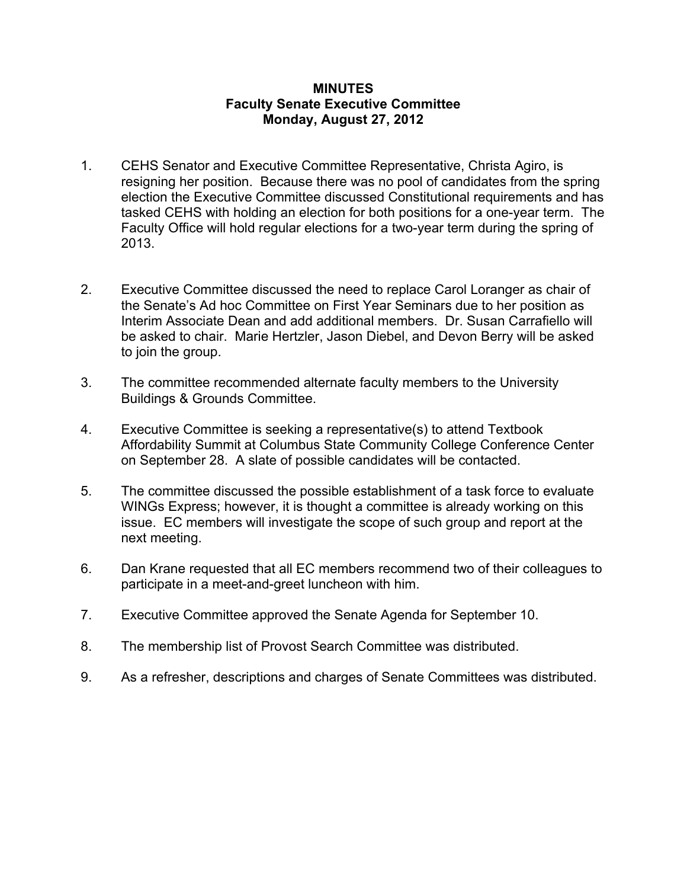**MINUTES**
**Faculty Senate Executive Committee**
**Monday, August 27, 2012**

1. CEHS Senator and Executive Committee Representative, Christa Agiro, is resigning her position. Because there was no pool of candidates from the spring election the Executive Committee discussed Constitutional requirements and has tasked CEHS with holding an election for both positions for a one-year term. The Faculty Office will hold regular elections for a two-year term during the spring of 2013.

2. Executive Committee discussed the need to replace Carol Loranger as chair of the Senate's Ad hoc Committee on First Year Seminars due to her position as Interim Associate Dean and add additional members. Dr. Susan Carrafiello will be asked to chair. Marie Hertzler, Jason Diebel, and Devon Berry will be asked to join the group.

3. The committee recommended alternate faculty members to the University Buildings & Grounds Committee.

4. Executive Committee is seeking a representative(s) to attend Textbook Affordability Summit at Columbus State Community College Conference Center on September 28. A slate of possible candidates will be contacted.

5. The committee discussed the possible establishment of a task force to evaluate WINGs Express; however, it is thought a committee is already working on this issue. EC members will investigate the scope of such group and report at the next meeting.

6. Dan Krane requested that all EC members recommend two of their colleagues to participate in a meet-and-greet luncheon with him.

7. Executive Committee approved the Senate Agenda for September 10.

8. The membership list of Provost Search Committee was distributed.

9. As a refresher, descriptions and charges of Senate Committees was distributed.